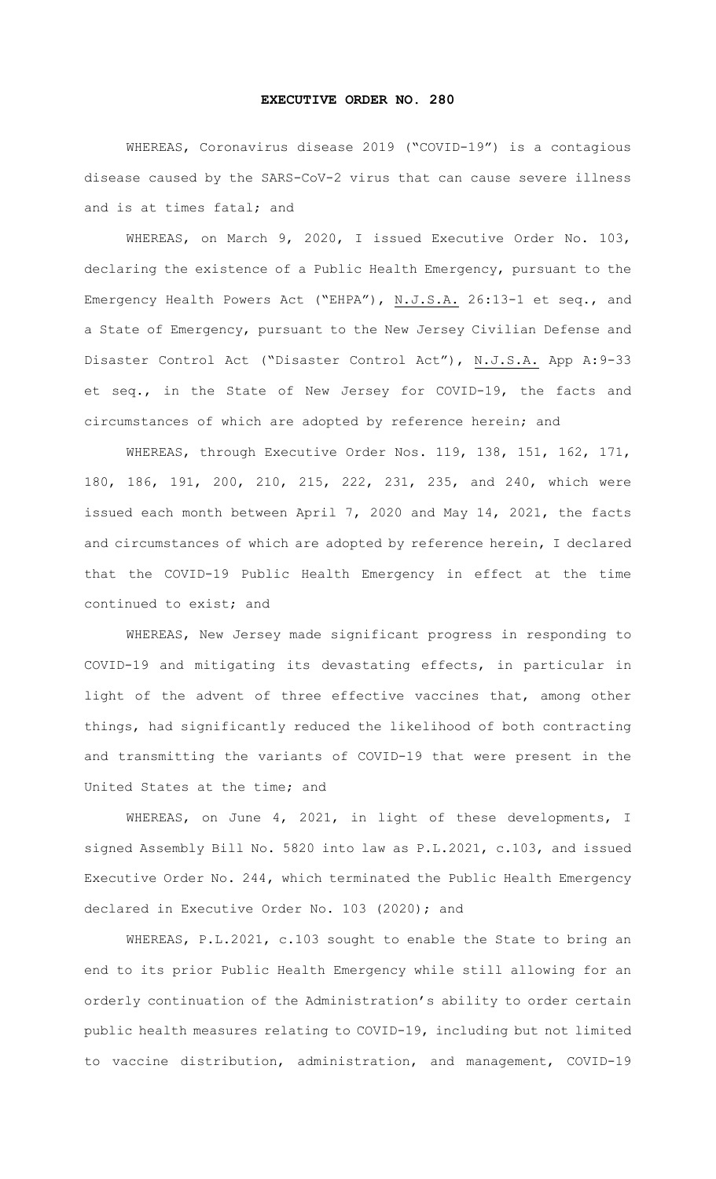# EXECUTIVE ORDER NO. 280

WHEREAS, Coronavirus disease 2019 ("COVID-19") is a contagious disease caused by the SARS-CoV-2 virus that can cause severe illness and is at times fatal; and

WHEREAS, on March 9, 2020, I issued Executive Order No. 103, declaring the existence of a Public Health Emergency, pursuant to the Emergency Health Powers Act ("EHPA"), N.J.S.A. 26:13-1 et seq., and a State of Emergency, pursuant to the New Jersey Civilian Defense and Disaster Control Act ("Disaster Control Act"), N.J.S.A. App A:9-33 et seq., in the State of New Jersey for COVID-19, the facts and circumstances of which are adopted by reference herein; and

WHEREAS, through Executive Order Nos. 119, 138, 151, 162, 171, 180, 186, 191, 200, 210, 215, 222, 231, 235, and 240, which were issued each month between April 7, 2020 and May 14, 2021, the facts and circumstances of which are adopted by reference herein, I declared that the COVID-19 Public Health Emergency in effect at the time continued to exist; and

WHEREAS, New Jersey made significant progress in responding to COVID-19 and mitigating its devastating effects, in particular in light of the advent of three effective vaccines that, among other things, had significantly reduced the likelihood of both contracting and transmitting the variants of COVID-19 that were present in the United States at the time; and

WHEREAS, on June 4, 2021, in light of these developments, I signed Assembly Bill No. 5820 into law as P.L.2021, c.103, and issued Executive Order No. 244, which terminated the Public Health Emergency declared in Executive Order No. 103 (2020); and

WHEREAS, P.L.2021, c.103 sought to enable the State to bring an end to its prior Public Health Emergency while still allowing for an orderly continuation of the Administration's ability to order certain public health measures relating to COVID-19, including but not limited to vaccine distribution, administration, and management, COVID-19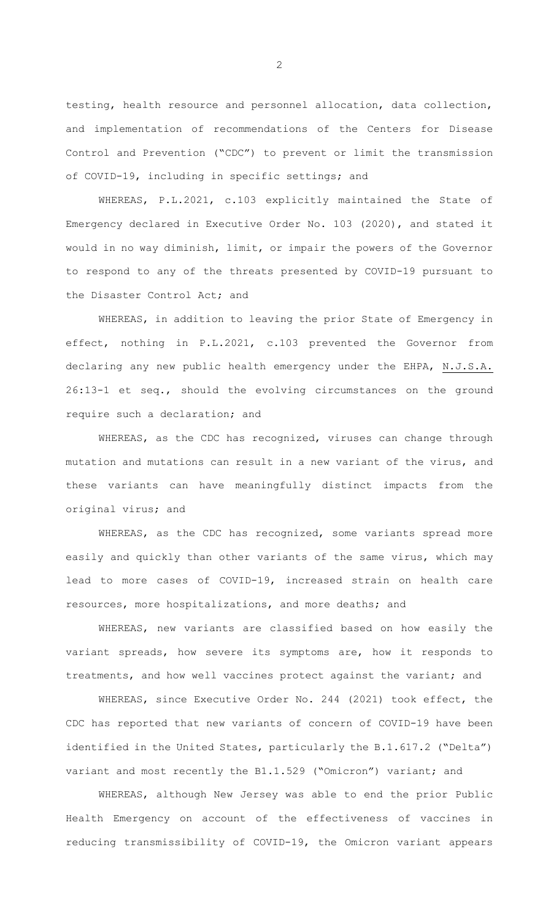testing, health resource and personnel allocation, data collection, and implementation of recommendations of the Centers for Disease Control and Prevention ("CDC") to prevent or limit the transmission of COVID-19, including in specific settings; and

WHEREAS, P.L.2021, c.103 explicitly maintained the State of Emergency declared in Executive Order No. 103 (2020), and stated it would in no way diminish, limit, or impair the powers of the Governor to respond to any of the threats presented by COVID-19 pursuant to the Disaster Control Act; and

WHEREAS, in addition to leaving the prior State of Emergency in effect, nothing in P.L.2021, c.103 prevented the Governor from declaring any new public health emergency under the EHPA, N.J.S.A. 26:13-1 et seq., should the evolving circumstances on the ground require such a declaration; and

WHEREAS, as the CDC has recognized, viruses can change through mutation and mutations can result in a new variant of the virus, and these variants can have meaningfully distinct impacts from the original virus; and

WHEREAS, as the CDC has recognized, some variants spread more easily and quickly than other variants of the same virus, which may lead to more cases of COVID-19, increased strain on health care resources, more hospitalizations, and more deaths; and

WHEREAS, new variants are classified based on how easily the variant spreads, how severe its symptoms are, how it responds to treatments, and how well vaccines protect against the variant; and

WHEREAS, since Executive Order No. 244 (2021) took effect, the CDC has reported that new variants of concern of COVID-19 have been identified in the United States, particularly the B.1.617.2 ("Delta") variant and most recently the B1.1.529 ("Omicron") variant; and

WHEREAS, although New Jersey was able to end the prior Public Health Emergency on account of the effectiveness of vaccines in reducing transmissibility of COVID-19, the Omicron variant appears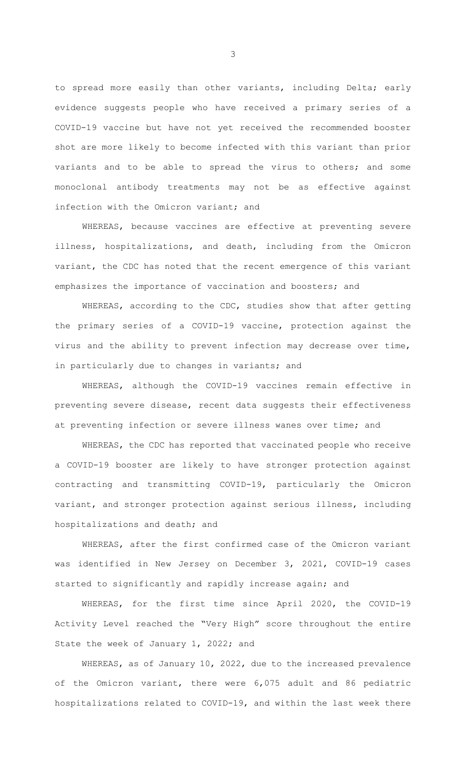to spread more easily than other variants, including Delta; early evidence suggests people who have received a primary series of a COVID-19 vaccine but have not yet received the recommended booster shot are more likely to become infected with this variant than prior variants and to be able to spread the virus to others; and some monoclonal antibody treatments may not be as effective against infection with the Omicron variant; and

WHEREAS, because vaccines are effective at preventing severe illness, hospitalizations, and death, including from the Omicron variant, the CDC has noted that the recent emergence of this variant emphasizes the importance of vaccination and boosters; and

WHEREAS, according to the CDC, studies show that after getting the primary series of a COVID-19 vaccine, protection against the virus and the ability to prevent infection may decrease over time, in particularly due to changes in variants; and

WHEREAS, although the COVID-19 vaccines remain effective in preventing severe disease, recent data suggests their effectiveness at preventing infection or severe illness wanes over time; and

WHEREAS, the CDC has reported that vaccinated people who receive a COVID-19 booster are likely to have stronger protection against contracting and transmitting COVID-19, particularly the Omicron variant, and stronger protection against serious illness, including hospitalizations and death; and

WHEREAS, after the first confirmed case of the Omicron variant was identified in New Jersey on December 3, 2021, COVID-19 cases started to significantly and rapidly increase again; and

WHEREAS, for the first time since April 2020, the COVID-19 Activity Level reached the "Very High" score throughout the entire State the week of January 1, 2022; and

WHEREAS, as of January 10, 2022, due to the increased prevalence of the Omicron variant, there were 6,075 adult and 86 pediatric hospitalizations related to COVID-19, and within the last week there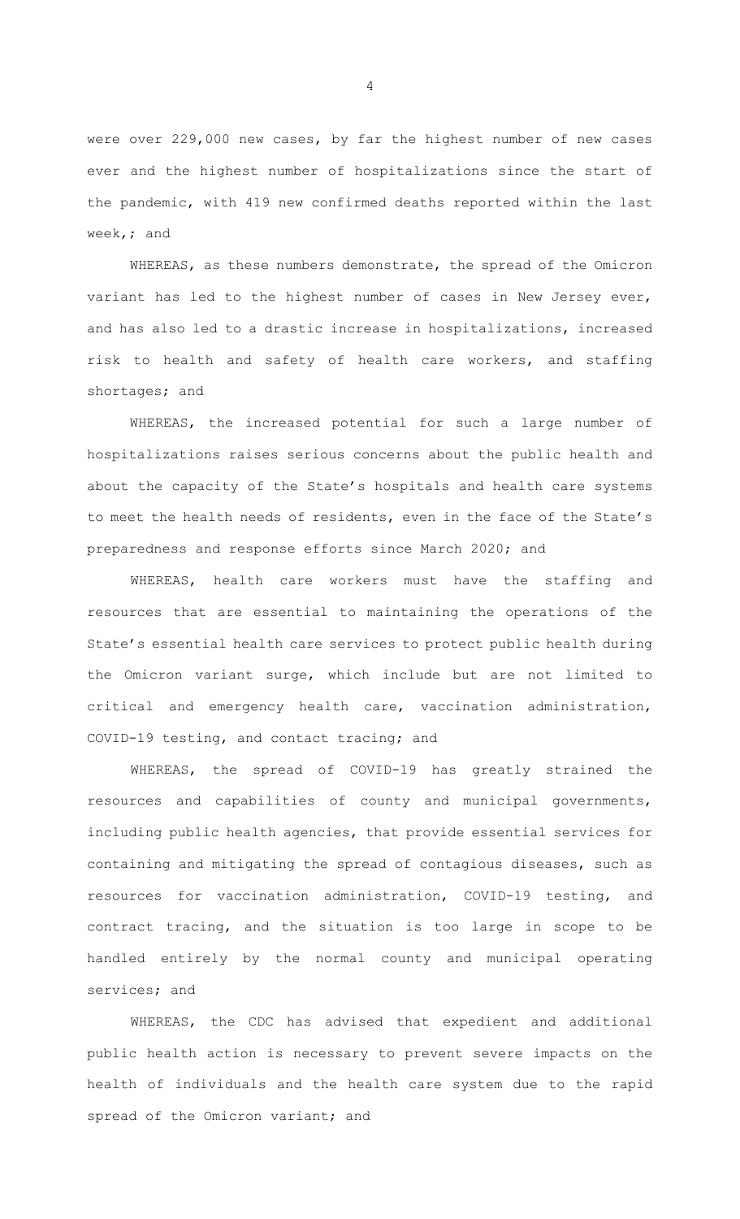were over 229,000 new cases, by far the highest number of new cases ever and the highest number of hospitalizations since the start of the pandemic, with 419 new confirmed deaths reported within the last week,; and

WHEREAS, as these numbers demonstrate, the spread of the Omicron variant has led to the highest number of cases in New Jersey ever, and has also led to a drastic increase in hospitalizations, increased risk to health and safety of health care workers, and staffing shortages; and

WHEREAS, the increased potential for such a large number of hospitalizations raises serious concerns about the public health and about the capacity of the State's hospitals and health care systems to meet the health needs of residents, even in the face of the State's preparedness and response efforts since March 2020; and

WHEREAS, health care workers must have the staffing and resources that are essential to maintaining the operations of the State's essential health care services to protect public health during the Omicron variant surge, which include but are not limited to critical and emergency health care, vaccination administration, COVID-19 testing, and contact tracing; and

WHEREAS, the spread of COVID-19 has greatly strained the resources and capabilities of county and municipal governments, including public health agencies, that provide essential services for containing and mitigating the spread of contagious diseases, such as resources for vaccination administration, COVID-19 testing, and contract tracing, and the situation is too large in scope to be handled entirely by the normal county and municipal operating services; and

WHEREAS, the CDC has advised that expedient and additional public health action is necessary to prevent severe impacts on the health of individuals and the health care system due to the rapid spread of the Omicron variant; and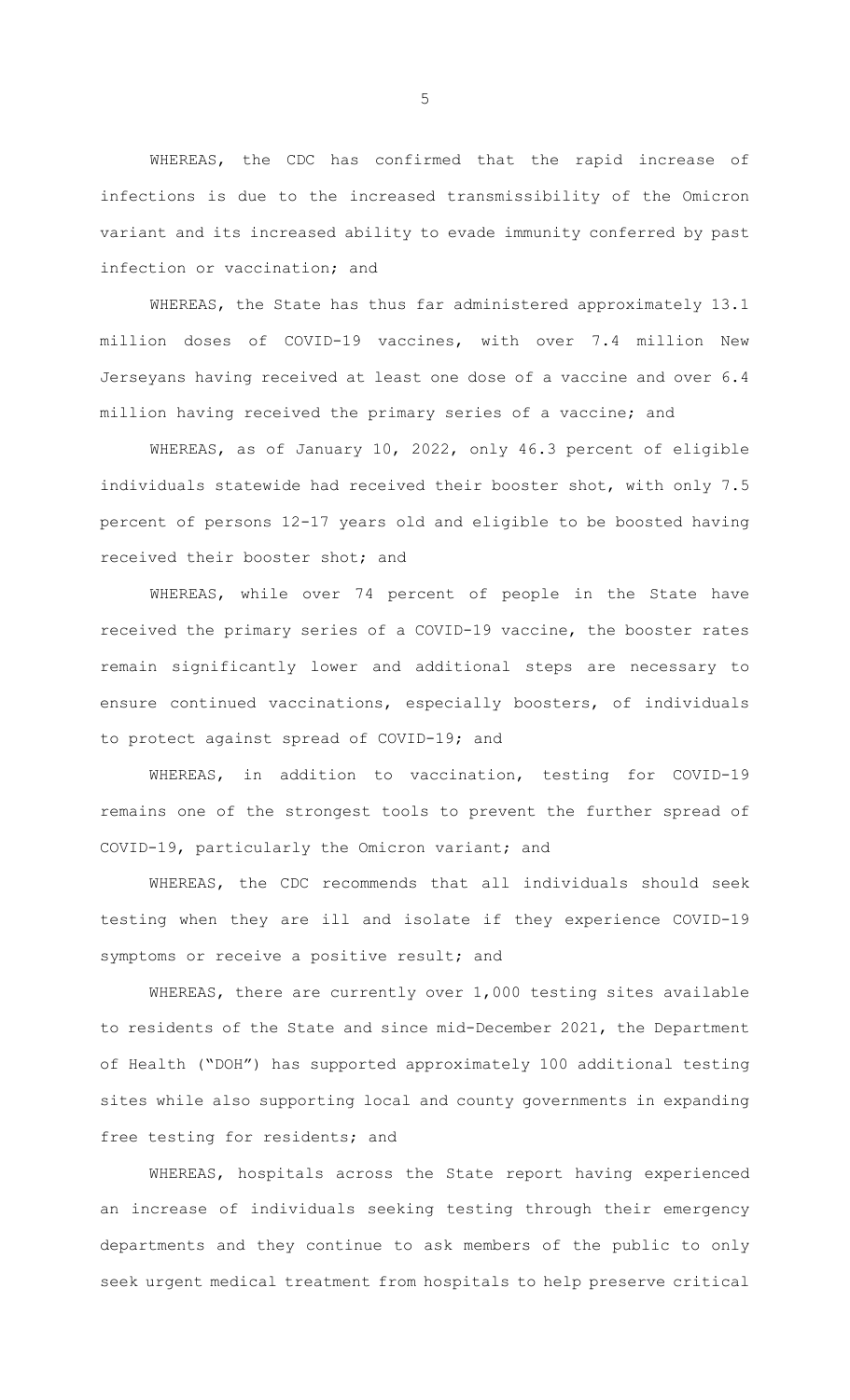WHEREAS, the CDC has confirmed that the rapid increase of infections is due to the increased transmissibility of the Omicron variant and its increased ability to evade immunity conferred by past infection or vaccination; and

WHEREAS, the State has thus far administered approximately 13.1 million doses of COVID-19 vaccines, with over 7.4 million New Jerseyans having received at least one dose of a vaccine and over 6.4 million having received the primary series of a vaccine; and

WHEREAS, as of January 10, 2022, only 46.3 percent of eligible individuals statewide had received their booster shot, with only 7.5 percent of persons 12-17 years old and eligible to be boosted having received their booster shot; and

WHEREAS, while over 74 percent of people in the State have received the primary series of a COVID-19 vaccine, the booster rates remain significantly lower and additional steps are necessary to ensure continued vaccinations, especially boosters, of individuals to protect against spread of COVID-19; and

WHEREAS, in addition to vaccination, testing for COVID-19 remains one of the strongest tools to prevent the further spread of COVID-19, particularly the Omicron variant; and

WHEREAS, the CDC recommends that all individuals should seek testing when they are ill and isolate if they experience COVID-19 symptoms or receive a positive result; and

WHEREAS, there are currently over 1,000 testing sites available to residents of the State and since mid-December 2021, the Department of Health ("DOH") has supported approximately 100 additional testing sites while also supporting local and county governments in expanding free testing for residents; and

WHEREAS, hospitals across the State report having experienced an increase of individuals seeking testing through their emergency departments and they continue to ask members of the public to only seek urgent medical treatment from hospitals to help preserve critical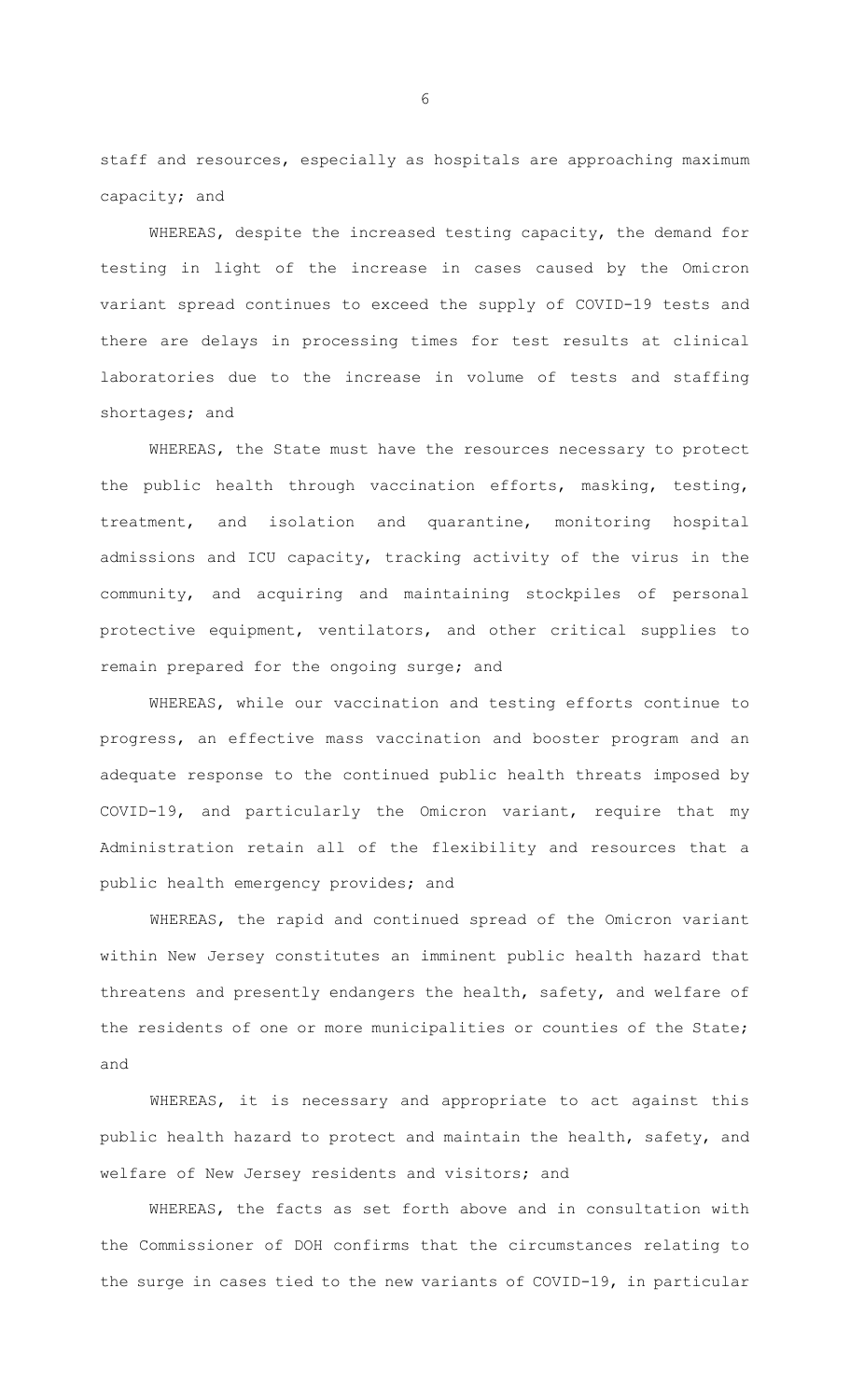staff and resources, especially as hospitals are approaching maximum capacity; and

WHEREAS, despite the increased testing capacity, the demand for testing in light of the increase in cases caused by the Omicron variant spread continues to exceed the supply of COVID-19 tests and there are delays in processing times for test results at clinical laboratories due to the increase in volume of tests and staffing shortages; and

WHEREAS, the State must have the resources necessary to protect the public health through vaccination efforts, masking, testing, treatment, and isolation and quarantine, monitoring hospital admissions and ICU capacity, tracking activity of the virus in the community, and acquiring and maintaining stockpiles of personal protective equipment, ventilators, and other critical supplies to remain prepared for the ongoing surge; and

WHEREAS, while our vaccination and testing efforts continue to progress, an effective mass vaccination and booster program and an adequate response to the continued public health threats imposed by COVID-19, and particularly the Omicron variant, require that my Administration retain all of the flexibility and resources that a public health emergency provides; and

WHEREAS, the rapid and continued spread of the Omicron variant within New Jersey constitutes an imminent public health hazard that threatens and presently endangers the health, safety, and welfare of the residents of one or more municipalities or counties of the State; and

WHEREAS, it is necessary and appropriate to act against this public health hazard to protect and maintain the health, safety, and welfare of New Jersey residents and visitors; and

WHEREAS, the facts as set forth above and in consultation with the Commissioner of DOH confirms that the circumstances relating to the surge in cases tied to the new variants of COVID-19, in particular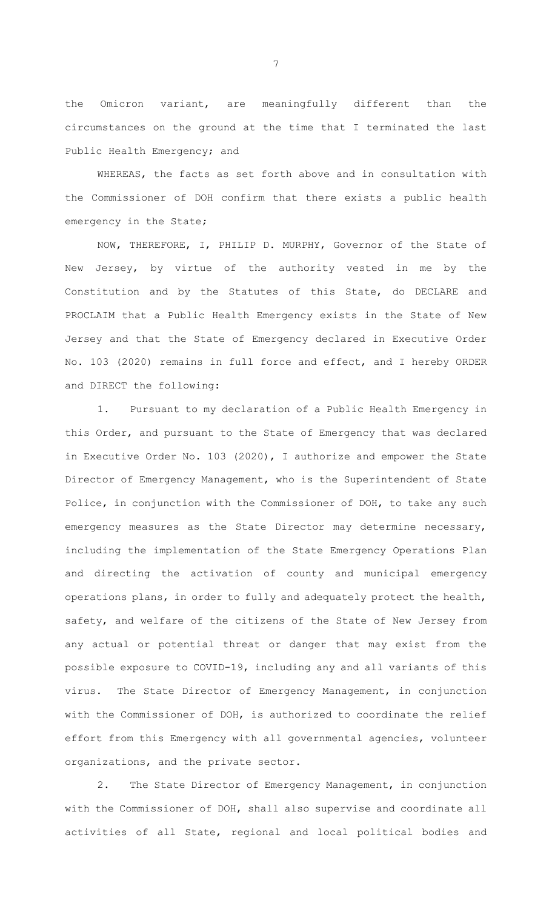the Omicron variant, are meaningfully different than the circumstances on the ground at the time that I terminated the last Public Health Emergency; and

WHEREAS, the facts as set forth above and in consultation with the Commissioner of DOH confirm that there exists a public health emergency in the State;

NOW, THEREFORE, I, PHILIP D. MURPHY, Governor of the State of New Jersey, by virtue of the authority vested in me by the Constitution and by the Statutes of this State, do DECLARE and PROCLAIM that a Public Health Emergency exists in the State of New Jersey and that the State of Emergency declared in Executive Order No. 103 (2020) remains in full force and effect, and I hereby ORDER and DIRECT the following:

1. Pursuant to my declaration of a Public Health Emergency in this Order, and pursuant to the State of Emergency that was declared in Executive Order No. 103 (2020), I authorize and empower the State Director of Emergency Management, who is the Superintendent of State Police, in conjunction with the Commissioner of DOH, to take any such emergency measures as the State Director may determine necessary, including the implementation of the State Emergency Operations Plan and directing the activation of county and municipal emergency operations plans, in order to fully and adequately protect the health, safety, and welfare of the citizens of the State of New Jersey from any actual or potential threat or danger that may exist from the possible exposure to COVID-19, including any and all variants of this virus. The State Director of Emergency Management, in conjunction with the Commissioner of DOH, is authorized to coordinate the relief effort from this Emergency with all governmental agencies, volunteer organizations, and the private sector.

2. The State Director of Emergency Management, in conjunction with the Commissioner of DOH, shall also supervise and coordinate all activities of all State, regional and local political bodies and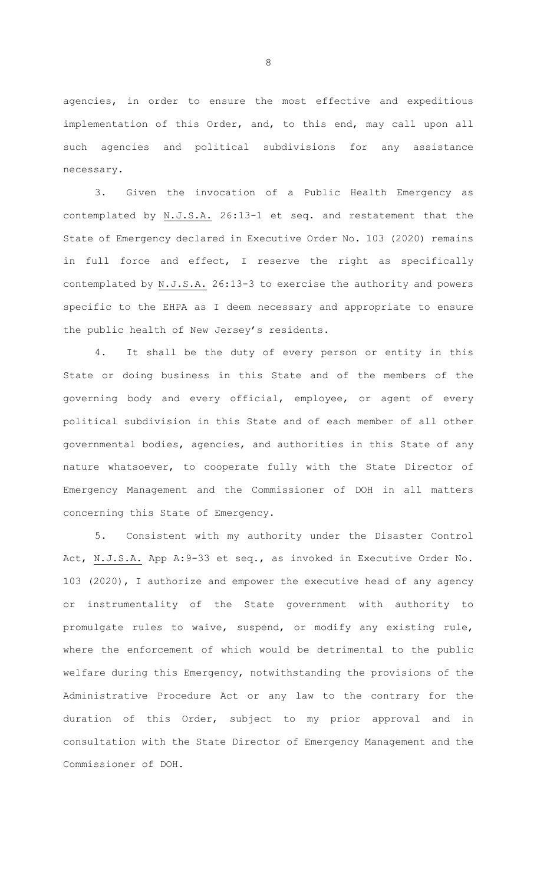agencies, in order to ensure the most effective and expeditious implementation of this Order, and, to this end, may call upon all such agencies and political subdivisions for any assistance necessary.

3. Given the invocation of a Public Health Emergency as contemplated by N.J.S.A. 26:13-1 et seq. and restatement that the State of Emergency declared in Executive Order No. 103 (2020) remains in full force and effect, I reserve the right as specifically contemplated by N.J.S.A. 26:13-3 to exercise the authority and powers specific to the EHPA as I deem necessary and appropriate to ensure the public health of New Jersey's residents.

4. It shall be the duty of every person or entity in this State or doing business in this State and of the members of the governing body and every official, employee, or agent of every political subdivision in this State and of each member of all other governmental bodies, agencies, and authorities in this State of any nature whatsoever, to cooperate fully with the State Director of Emergency Management and the Commissioner of DOH in all matters concerning this State of Emergency.

5. Consistent with my authority under the Disaster Control Act, N.J.S.A. App A:9-33 et seq., as invoked in Executive Order No. 103 (2020), I authorize and empower the executive head of any agency or instrumentality of the State government with authority to promulgate rules to waive, suspend, or modify any existing rule, where the enforcement of which would be detrimental to the public welfare during this Emergency, notwithstanding the provisions of the Administrative Procedure Act or any law to the contrary for the duration of this Order, subject to my prior approval and in consultation with the State Director of Emergency Management and the Commissioner of DOH.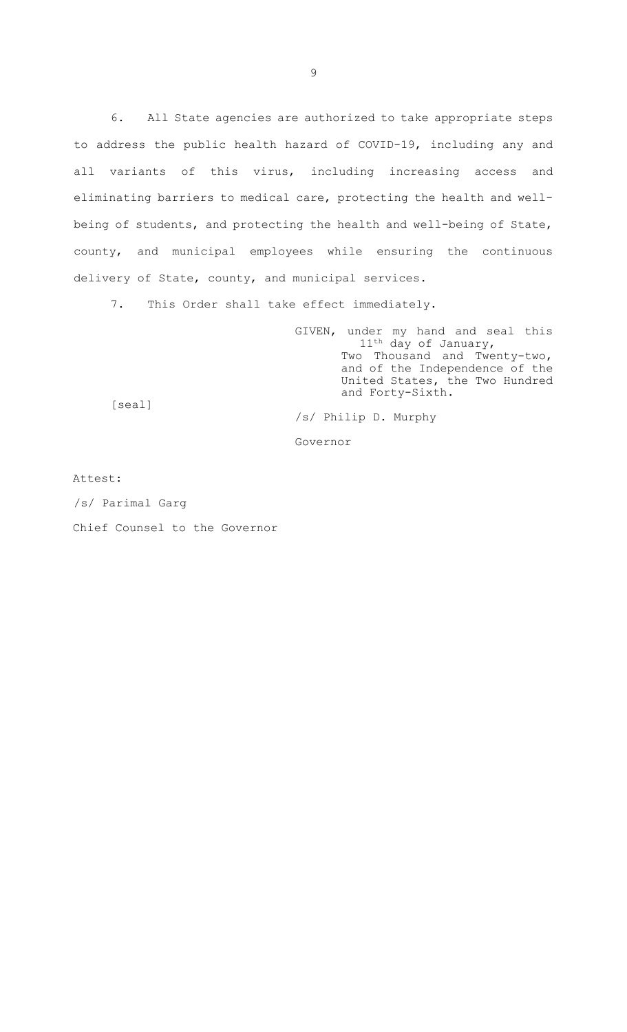6. All State agencies are authorized to take appropriate steps to address the public health hazard of COVID-19, including any and all variants of this virus, including increasing access and eliminating barriers to medical care, protecting the health and well-being of students, and protecting the health and well-being of State, county, and municipal employees while ensuring the continuous delivery of State, county, and municipal services.

7. This Order shall take effect immediately.

GIVEN, under my hand and seal this 11th day of January, Two Thousand and Twenty-two, and of the Independence of the United States, the Two Hundred and Forty-Sixth.

[seal]

/s/ Philip D. Murphy

Governor

Attest:

/s/ Parimal Garg

Chief Counsel to the Governor